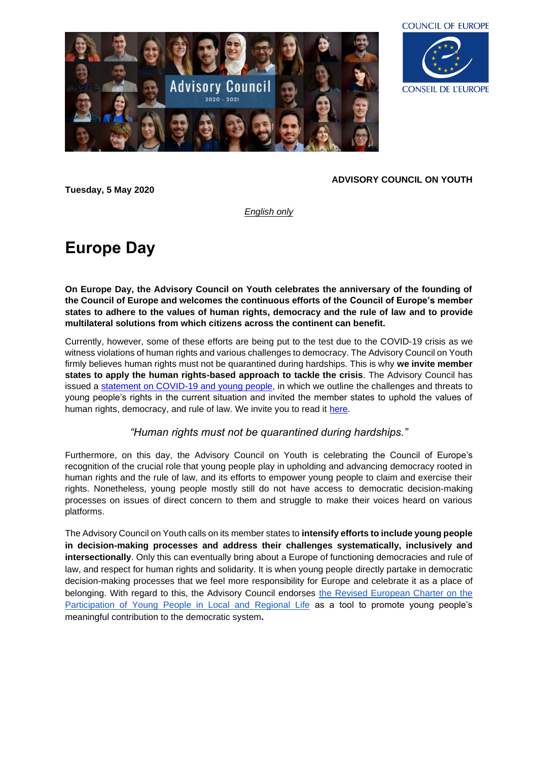**ADVISORY COUNCIL ON YOUTH**

**Tuesday, 5 May 2020**

*English only*

# Europe Day

**On Europe Day, the Advisory Council on Youth celebrates the anniversary of the founding of the Council of Europe and welcomes the continuous efforts of the Council of Europe's member states to adhere to the values of human rights, democracy and the rule of law and to provide multilateral solutions from which citizens across the continent can benefit.**

Currently, however, some of these efforts are being put to the test due to the COVID-19 crisis as we witness violations of human rights and various challenges to democracy. The Advisory Council on Youth firmly believes human rights must not be quarantined during hardships. This is why **we invite member states to apply the human rights-based approach to tackle the crisis**. The Advisory Council has issued a statement on COVID-19 and young people, in which we outline the challenges and threats to young people's rights in the current situation and invited the member states to uphold the values of human rights, democracy, and rule of law. We invite you to read it here.

*"Human rights must not be quarantined during hardships."*

Furthermore, on this day, the Advisory Council on Youth is celebrating the Council of Europe's recognition of the crucial role that young people play in upholding and advancing democracy rooted in human rights and the rule of law, and its efforts to empower young people to claim and exercise their rights. Nonetheless, young people mostly still do not have access to democratic decision-making processes on issues of direct concern to them and struggle to make their voices heard on various platforms.

The Advisory Council on Youth calls on its member states to **intensify efforts to include young people in decision-making processes and address their challenges systematically, inclusively and intersectionally**. Only this can eventually bring about a Europe of functioning democracies and rule of law, and respect for human rights and solidarity. It is when young people directly partake in democratic decision-making processes that we feel more responsibility for Europe and celebrate it as a place of belonging. With regard to this, the Advisory Council endorses the Revised European Charter on the Participation of Young People in Local and Regional Life as a tool to promote young people's meaningful contribution to the democratic system**.**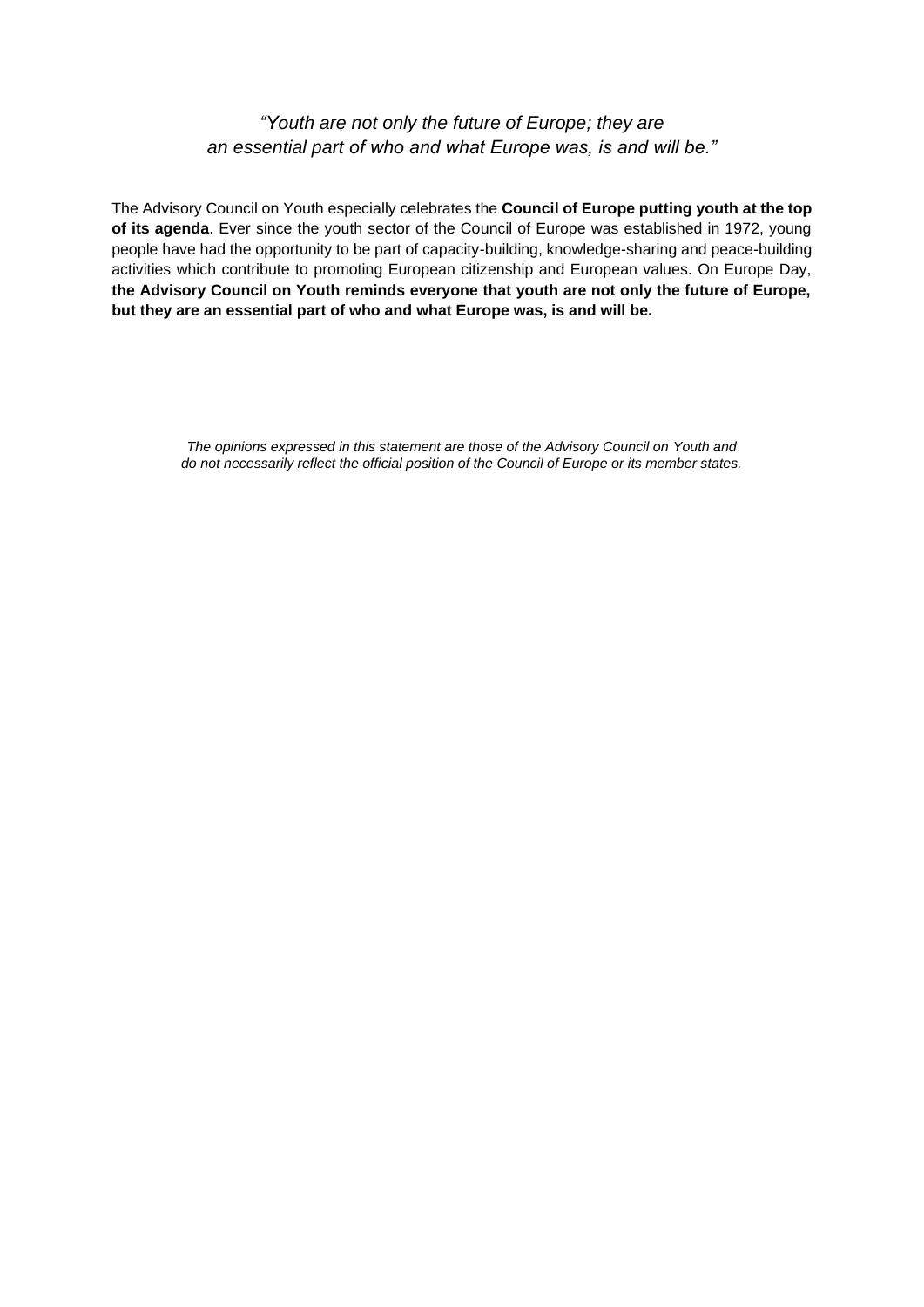*"Youth are not only the future of Europe; they are an essential part of who and what Europe was, is and will be."*

The Advisory Council on Youth especially celebrates the **Council of Europe putting youth at the top of its agenda**. Ever since the youth sector of the Council of Europe was established in 1972, young people have had the opportunity to be part of capacity-building, knowledge-sharing and peace-building activities which contribute to promoting European citizenship and European values. On Europe Day, **the Advisory Council on Youth reminds everyone that youth are not only the future of Europe, but they are an essential part of who and what Europe was, is and will be.**

*The opinions expressed in this statement are those of the Advisory Council on Youth and do not necessarily reflect the official position of the Council of Europe or its member states.*